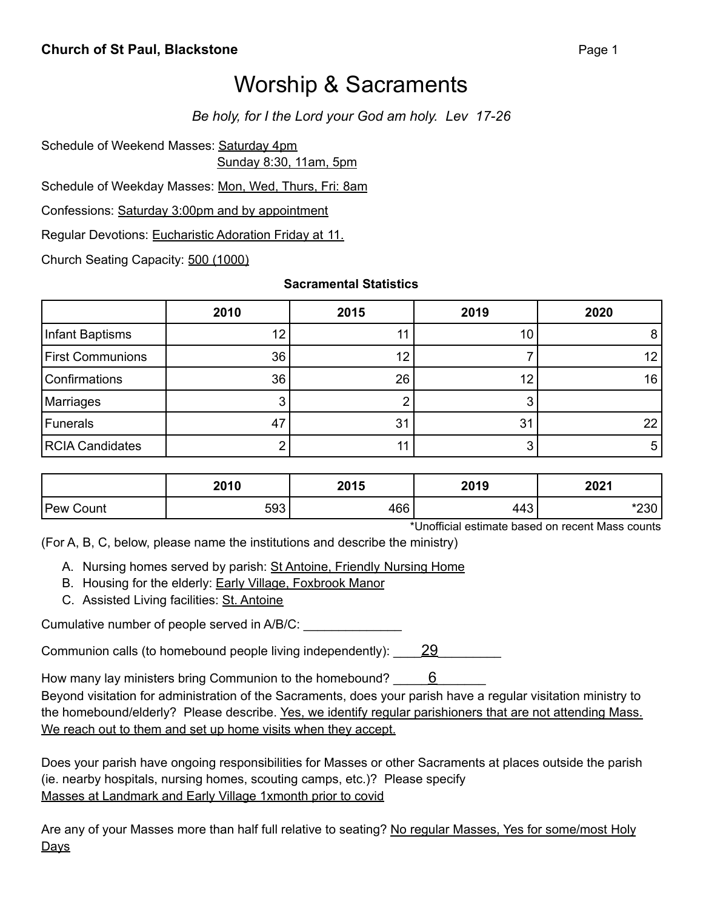**Church of St Paul, Blackstone**

# Worship & Sacraments

*Be holy, for I the Lord your God am holy. Lev 17-26*

Schedule of Weekend Masses: Saturday 4pm
Sunday 8:30, 11am, 5pm

Schedule of Weekday Masses: Mon, Wed, Thurs, Fri: 8am

Confessions: Saturday 3:00pm and by appointment

Regular Devotions: Eucharistic Adoration Friday at 11.

Church Seating Capacity: 500 (1000)

**Sacramental Statistics**

| | 2010 | 2015 | 2019 | 2020 |
|---|---|---|---|---|
| Infant Baptisms | 12 | 11 | 10 | 8 |
| First Communions | 36 | 12 | 7 | 12 |
| Confirmations | 36 | 26 | 12 | 16 |
| Marriages | 3 | 2 | 3 | |
| Funerals | 47 | 31 | 31 | 22 |
| RCIA Candidates | 2 | 11 | 3 | 5 |

| | 2010 | 2015 | 2019 | 2021 |
|---|---|---|---|---|
| Pew Count | 593 | 466 | 443 | *230 |

*Unofficial estimate based on recent Mass counts

(For A, B, C, below, please name the institutions and describe the ministry)

A. Nursing homes served by parish: St Antoine, Friendly Nursing Home
B. Housing for the elderly: Early Village, Foxbrook Manor
C. Assisted Living facilities: St. Antoine

Cumulative number of people served in A/B/C: ______________

Communion calls (to homebound people living independently): 29

How many lay ministers bring Communion to the homebound? 6

Beyond visitation for administration of the Sacraments, does your parish have a regular visitation ministry to the homebound/elderly? Please describe. Yes, we identify regular parishioners that are not attending Mass. We reach out to them and set up home visits when they accept.

Does your parish have ongoing responsibilities for Masses or other Sacraments at places outside the parish (ie. nearby hospitals, nursing homes, scouting camps, etc.)? Please specify
Masses at Landmark and Early Village 1xmonth prior to covid

Are any of your Masses more than half full relative to seating? No regular Masses, Yes for some/most Holy Days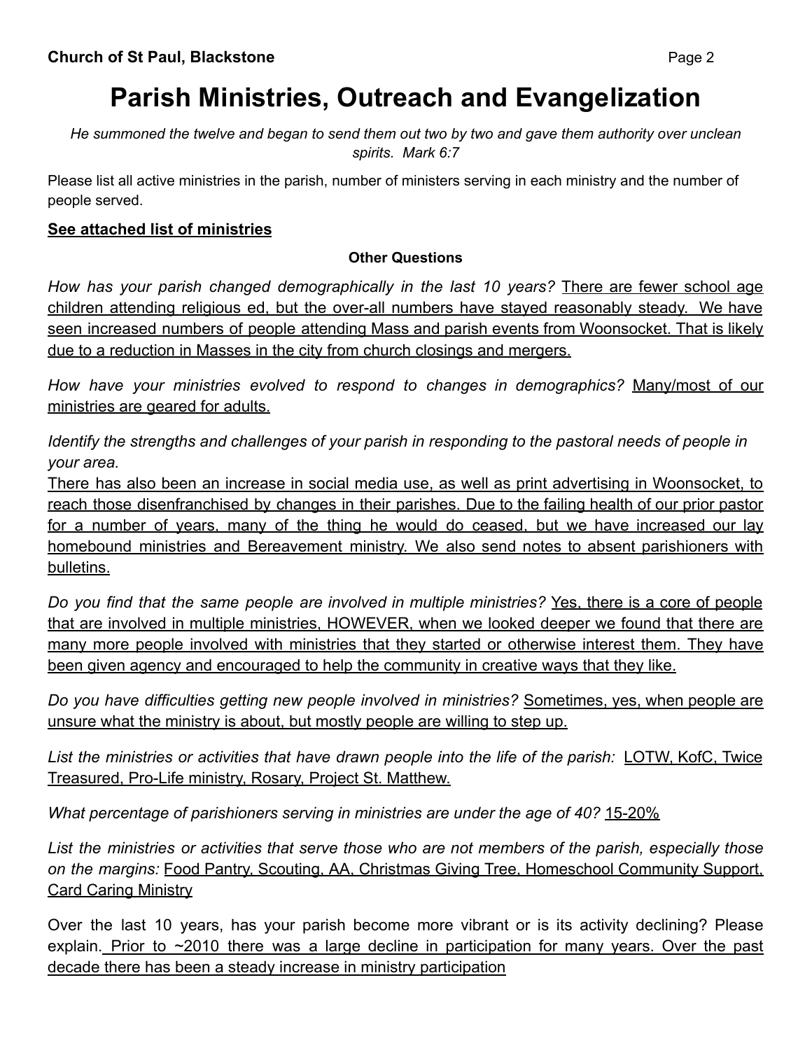# Parish Ministries, Outreach and Evangelization

*He summoned the twelve and began to send them out two by two and gave them authority over unclean spirits. Mark 6:7*

Please list all active ministries in the parish, number of ministers serving in each ministry and the number of people served.

**See attached list of ministries**

**Other Questions**

*How has your parish changed demographically in the last 10 years?* There are fewer school age children attending religious ed, but the over-all numbers have stayed reasonably steady. We have seen increased numbers of people attending Mass and parish events from Woonsocket. That is likely due to a reduction in Masses in the city from church closings and mergers.

*How have your ministries evolved to respond to changes in demographics?* Many/most of our ministries are geared for adults.

*Identify the strengths and challenges of your parish in responding to the pastoral needs of people in your area.*
There has also been an increase in social media use, as well as print advertising in Woonsocket, to reach those disenfranchised by changes in their parishes. Due to the failing health of our prior pastor for a number of years, many of the thing he would do ceased, but we have increased our lay homebound ministries and Bereavement ministry. We also send notes to absent parishioners with bulletins.

*Do you find that the same people are involved in multiple ministries?* Yes, there is a core of people that are involved in multiple ministries, HOWEVER, when we looked deeper we found that there are many more people involved with ministries that they started or otherwise interest them. They have been given agency and encouraged to help the community in creative ways that they like.

*Do you have difficulties getting new people involved in ministries?* Sometimes, yes, when people are unsure what the ministry is about, but mostly people are willing to step up.

*List the ministries or activities that have drawn people into the life of the parish:* LOTW, KofC, Twice Treasured, Pro-Life ministry, Rosary, Project St. Matthew.

*What percentage of parishioners serving in ministries are under the age of 40?* 15-20%

*List the ministries or activities that serve those who are not members of the parish, especially those on the margins:* Food Pantry, Scouting, AA, Christmas Giving Tree, Homeschool Community Support, Card Caring Ministry

Over the last 10 years, has your parish become more vibrant or is its activity declining? Please explain. Prior to ~2010 there was a large decline in participation for many years. Over the past decade there has been a steady increase in ministry participation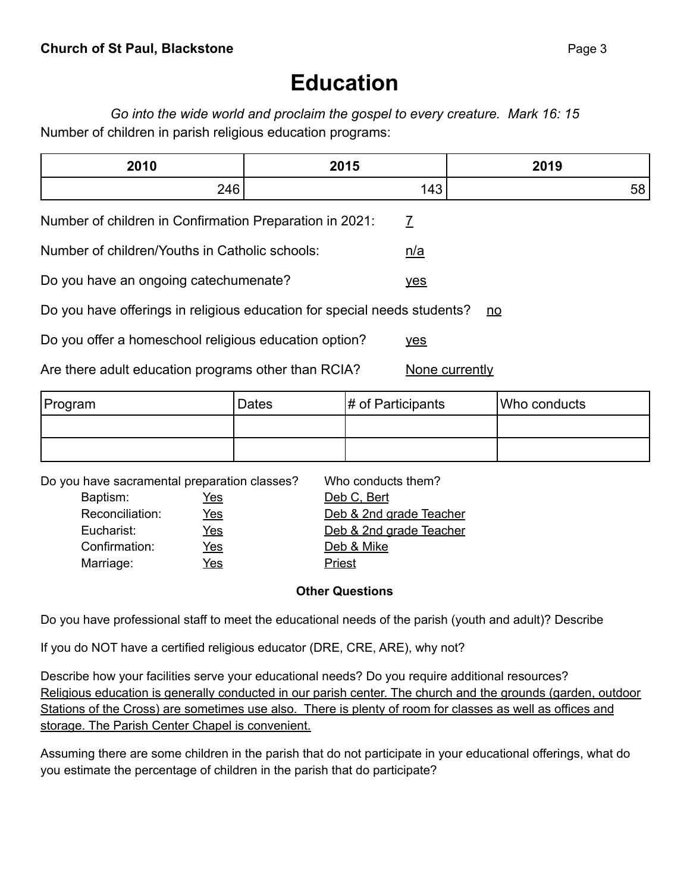# Education

*Go into the wide world and proclaim the gospel to every creature. Mark 16: 15*

Number of children in parish religious education programs:

| 2010 | 2015 | 2019 |
|---|---|---|
| 246 | 143 | 58 |

Number of children in Confirmation Preparation in 2021: 7

Number of children/Youths in Catholic schools: n/a

Do you have an ongoing catechumenate? yes

Do you have offerings in religious education for special needs students? no

Do you offer a homeschool religious education option? yes

Are there adult education programs other than RCIA? None currently

| Program | Dates | # of Participants | Who conducts |
|---|---|---|---|
| | | | |
| | | | |

Do you have sacramental preparation classes? Who conducts them?

- Baptism: Yes — Deb C, Bert
- Reconciliation: Yes — Deb & 2nd grade Teacher
- Eucharist: Yes — Deb & 2nd grade Teacher
- Confirmation: Yes — Deb & Mike
- Marriage: Yes — Priest

### Other Questions

Do you have professional staff to meet the educational needs of the parish (youth and adult)? Describe

If you do NOT have a certified religious educator (DRE, CRE, ARE), why not?

Describe how your facilities serve your educational needs? Do you require additional resources?
Religious education is generally conducted in our parish center. The church and the grounds (garden, outdoor Stations of the Cross) are sometimes use also. There is plenty of room for classes as well as offices and storage. The Parish Center Chapel is convenient.

Assuming there are some children in the parish that do not participate in your educational offerings, what do you estimate the percentage of children in the parish that do participate?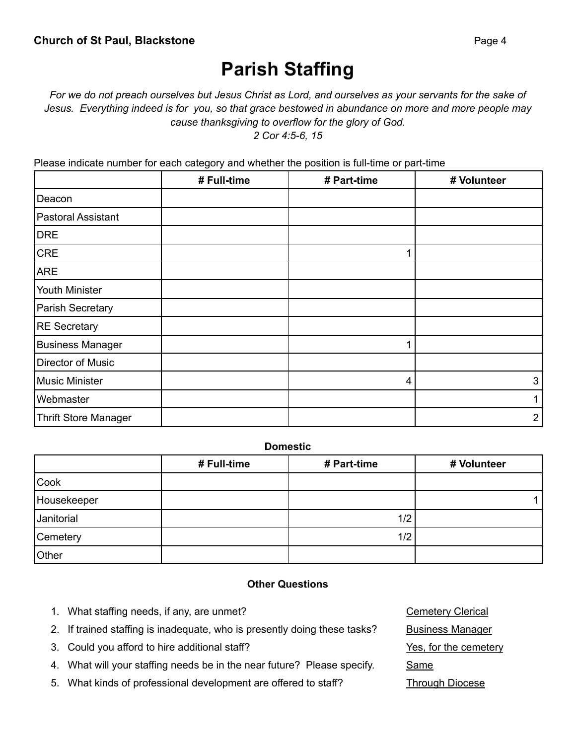# Parish Staffing

*For we do not preach ourselves but Jesus Christ as Lord, and ourselves as your servants for the sake of Jesus. Everything indeed is for you, so that grace bestowed in abundance on more and more people may cause thanksgiving to overflow for the glory of God.*
*2 Cor 4:5-6, 15*

Please indicate number for each category and whether the position is full-time or part-time

| | # Full-time | # Part-time | # Volunteer |
|---|---|---|---|
| Deacon | | | |
| Pastoral Assistant | | | |
| DRE | | | |
| CRE | | 1 | |
| ARE | | | |
| Youth Minister | | | |
| Parish Secretary | | | |
| RE Secretary | | | |
| Business Manager | | 1 | |
| Director of Music | | | |
| Music Minister | | 4 | 3 |
| Webmaster | | | 1 |
| Thrift Store Manager | | | 2 |

**Domestic**

| | # Full-time | # Part-time | # Volunteer |
|---|---|---|---|
| Cook | | | |
| Housekeeper | | | 1 |
| Janitorial | | 1/2 | |
| Cemetery | | 1/2 | |
| Other | | | |

**Other Questions**

1. What staffing needs, if any, are unmet? Cemetery Clerical
2. If trained staffing is inadequate, who is presently doing these tasks? Business Manager
3. Could you afford to hire additional staff? Yes, for the cemetery
4. What will your staffing needs be in the near future? Please specify. Same
5. What kinds of professional development are offered to staff? Through Diocese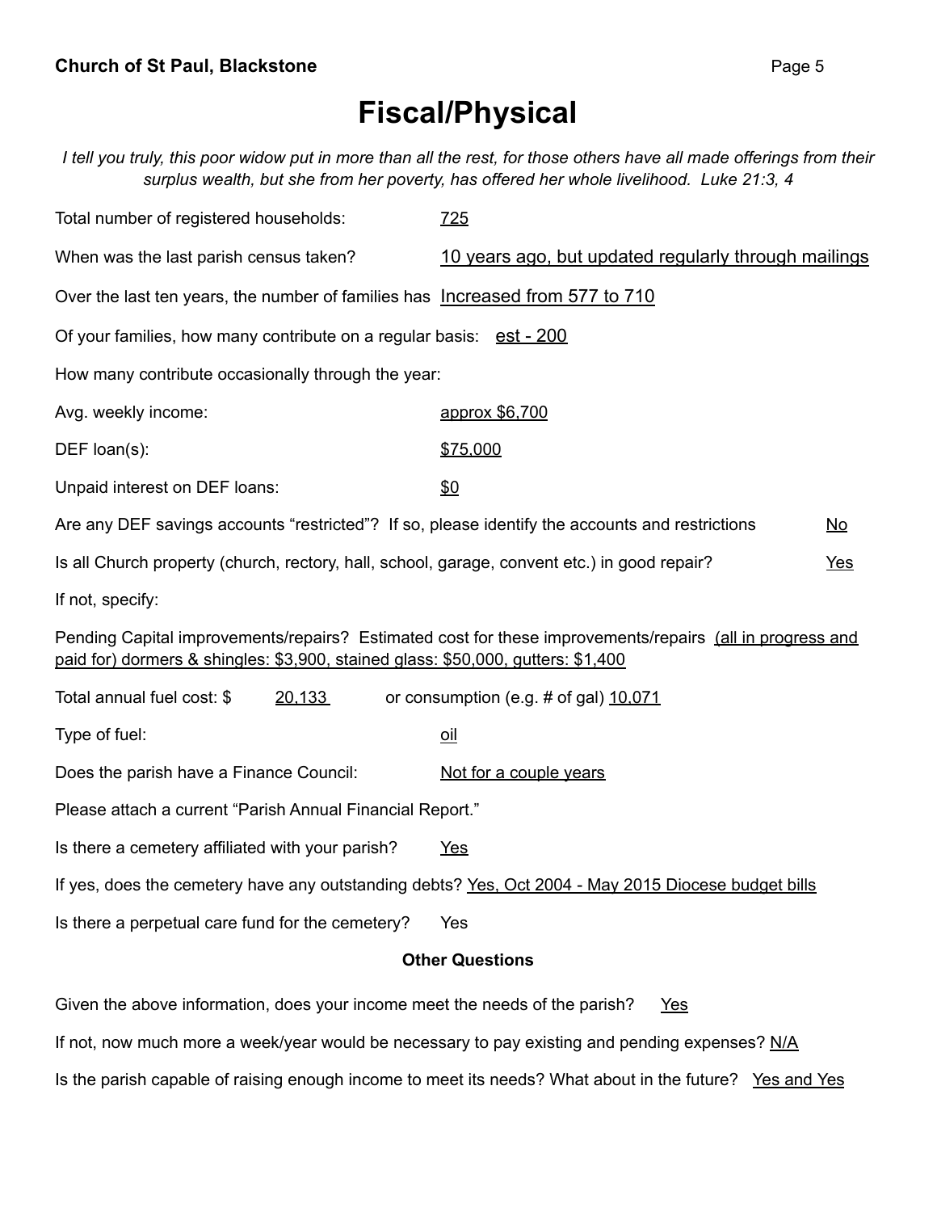# Fiscal/Physical

*I tell you truly, this poor widow put in more than all the rest, for those others have all made offerings from their surplus wealth, but she from her poverty, has offered her whole livelihood. Luke 21:3, 4*

Total number of registered households: 725

When was the last parish census taken? 10 years ago, but updated regularly through mailings

Over the last ten years, the number of families has Increased from 577 to 710

Of your families, how many contribute on a regular basis: est - 200

How many contribute occasionally through the year:

Avg. weekly income: approx $6,700

DEF loan(s): $75,000

Unpaid interest on DEF loans: $0

Are any DEF savings accounts "restricted"? If so, please identify the accounts and restrictions No

Is all Church property (church, rectory, hall, school, garage, convent etc.) in good repair? Yes

If not, specify:

Pending Capital improvements/repairs? Estimated cost for these improvements/repairs (all in progress and paid for) dormers & shingles: $3,900, stained glass: $50,000, gutters: $1,400

Total annual fuel cost: $ 20,133 or consumption (e.g. # of gal) 10,071

Type of fuel: oil

Does the parish have a Finance Council: Not for a couple years

Please attach a current "Parish Annual Financial Report."

Is there a cemetery affiliated with your parish? Yes

If yes, does the cemetery have any outstanding debts? Yes, Oct 2004 - May 2015 Diocese budget bills

Is there a perpetual care fund for the cemetery? Yes

**Other Questions**

Given the above information, does your income meet the needs of the parish? Yes

If not, now much more a week/year would be necessary to pay existing and pending expenses? N/A

Is the parish capable of raising enough income to meet its needs? What about in the future? Yes and Yes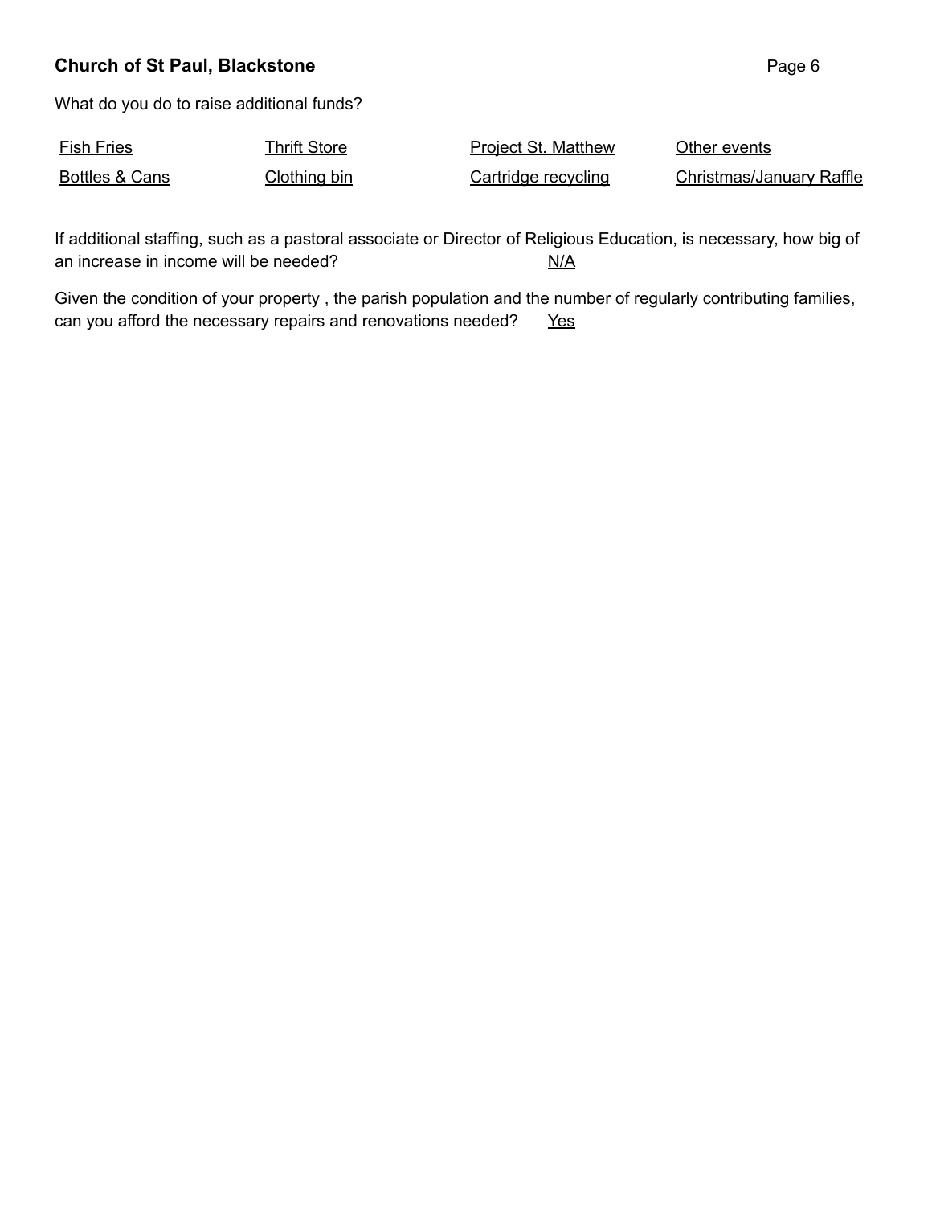What do you do to raise additional funds?

| | | | |
|---|---|---|---|
| Fish Fries | Thrift Store | Project St. Matthew | Other events |
| Bottles & Cans | Clothing bin | Cartridge recycling | Christmas/January Raffle |

If additional staffing, such as a pastoral associate or Director of Religious Education, is necessary, how big of an increase in income will be needed? N/A

Given the condition of your property , the parish population and the number of regularly contributing families, can you afford the necessary repairs and renovations needed? Yes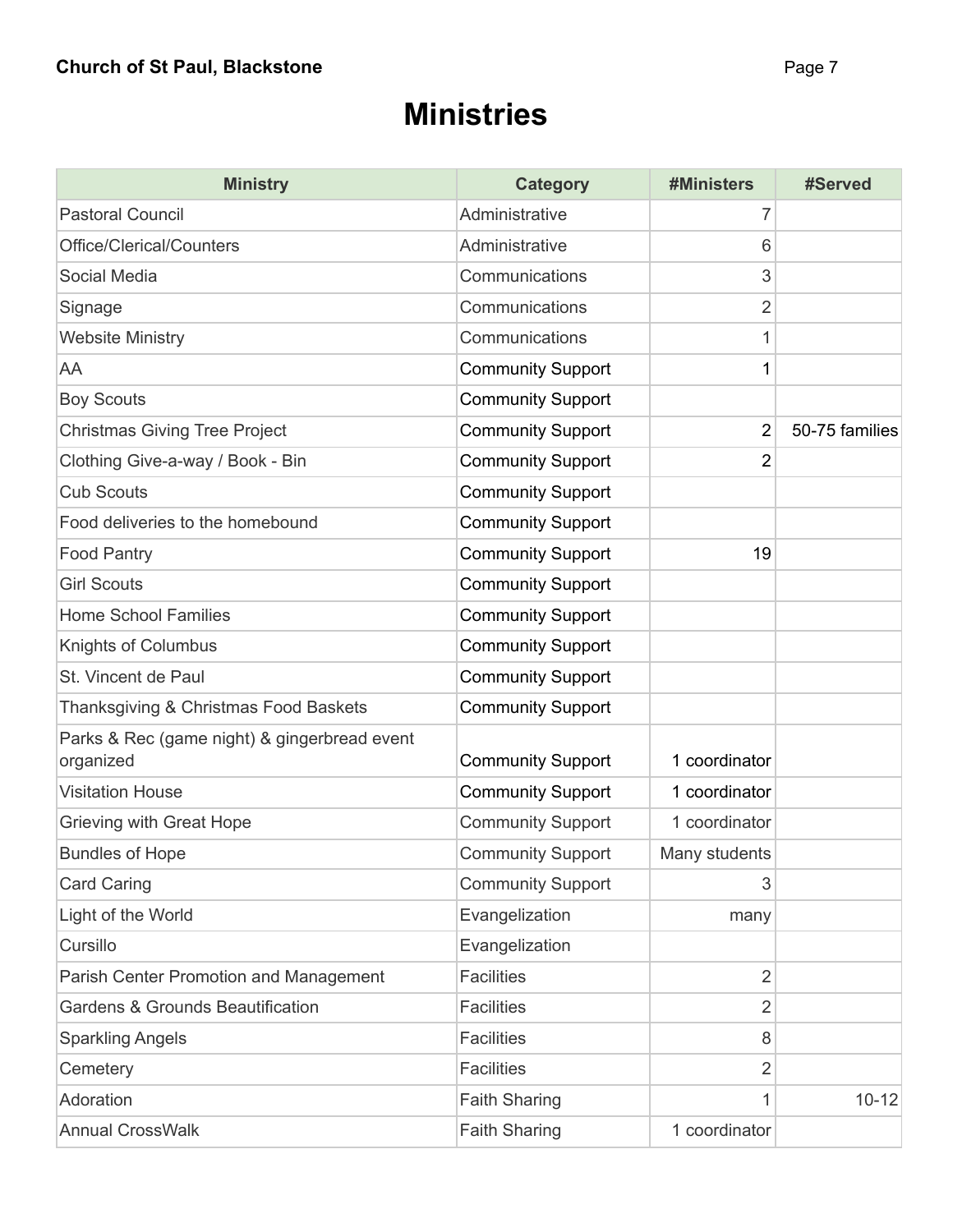# Ministries

| Ministry | Category | #Ministers | #Served |
|---|---|---|---|
| Pastoral Council | Administrative | 7 | |
| Office/Clerical/Counters | Administrative | 6 | |
| Social Media | Communications | 3 | |
| Signage | Communications | 2 | |
| Website Ministry | Communications | 1 | |
| AA | Community Support | 1 | |
| Boy Scouts | Community Support | | |
| Christmas Giving Tree Project | Community Support | 2 | 50-75 families |
| Clothing Give-a-way / Book - Bin | Community Support | 2 | |
| Cub Scouts | Community Support | | |
| Food deliveries to the homebound | Community Support | | |
| Food Pantry | Community Support | 19 | |
| Girl Scouts | Community Support | | |
| Home School Families | Community Support | | |
| Knights of Columbus | Community Support | | |
| St. Vincent de Paul | Community Support | | |
| Thanksgiving & Christmas Food Baskets | Community Support | | |
| Parks & Rec (game night) & gingerbread event organized | Community Support | 1 coordinator | |
| Visitation House | Community Support | 1 coordinator | |
| Grieving with Great Hope | Community Support | 1 coordinator | |
| Bundles of Hope | Community Support | Many students | |
| Card Caring | Community Support | 3 | |
| Light of the World | Evangelization | many | |
| Cursillo | Evangelization | | |
| Parish Center Promotion and Management | Facilities | 2 | |
| Gardens & Grounds Beautification | Facilities | 2 | |
| Sparkling Angels | Facilities | 8 | |
| Cemetery | Facilities | 2 | |
| Adoration | Faith Sharing | 1 | 10-12 |
| Annual CrossWalk | Faith Sharing | 1 coordinator | |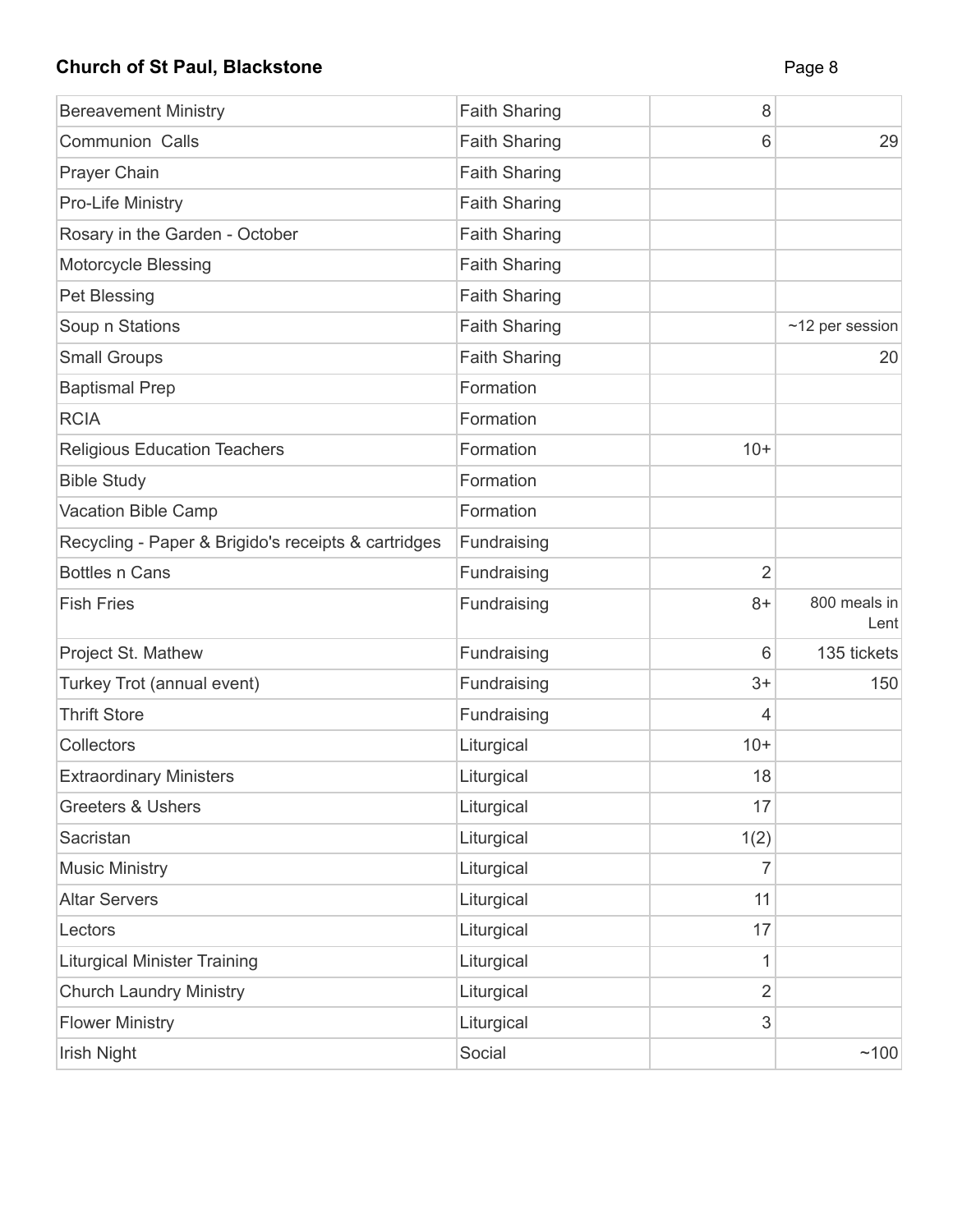| | | | |
|---|---|---|---|
| Bereavement Ministry | Faith Sharing | 8 | |
| Communion Calls | Faith Sharing | 6 | 29 |
| Prayer Chain | Faith Sharing | | |
| Pro-Life Ministry | Faith Sharing | | |
| Rosary in the Garden - October | Faith Sharing | | |
| Motorcycle Blessing | Faith Sharing | | |
| Pet Blessing | Faith Sharing | | |
| Soup n Stations | Faith Sharing | | ~12 per session |
| Small Groups | Faith Sharing | | 20 |
| Baptismal Prep | Formation | | |
| RCIA | Formation | | |
| Religious Education Teachers | Formation | 10+ | |
| Bible Study | Formation | | |
| Vacation Bible Camp | Formation | | |
| Recycling - Paper & Brigido's receipts & cartridges | Fundraising | | |
| Bottles n Cans | Fundraising | 2 | |
| Fish Fries | Fundraising | 8+ | 800 meals in Lent |
| Project St. Mathew | Fundraising | 6 | 135 tickets |
| Turkey Trot (annual event) | Fundraising | 3+ | 150 |
| Thrift Store | Fundraising | 4 | |
| Collectors | Liturgical | 10+ | |
| Extraordinary Ministers | Liturgical | 18 | |
| Greeters & Ushers | Liturgical | 17 | |
| Sacristan | Liturgical | 1(2) | |
| Music Ministry | Liturgical | 7 | |
| Altar Servers | Liturgical | 11 | |
| Lectors | Liturgical | 17 | |
| Liturgical Minister Training | Liturgical | 1 | |
| Church Laundry Ministry | Liturgical | 2 | |
| Flower Ministry | Liturgical | 3 | |
| Irish Night | Social | | ~100 |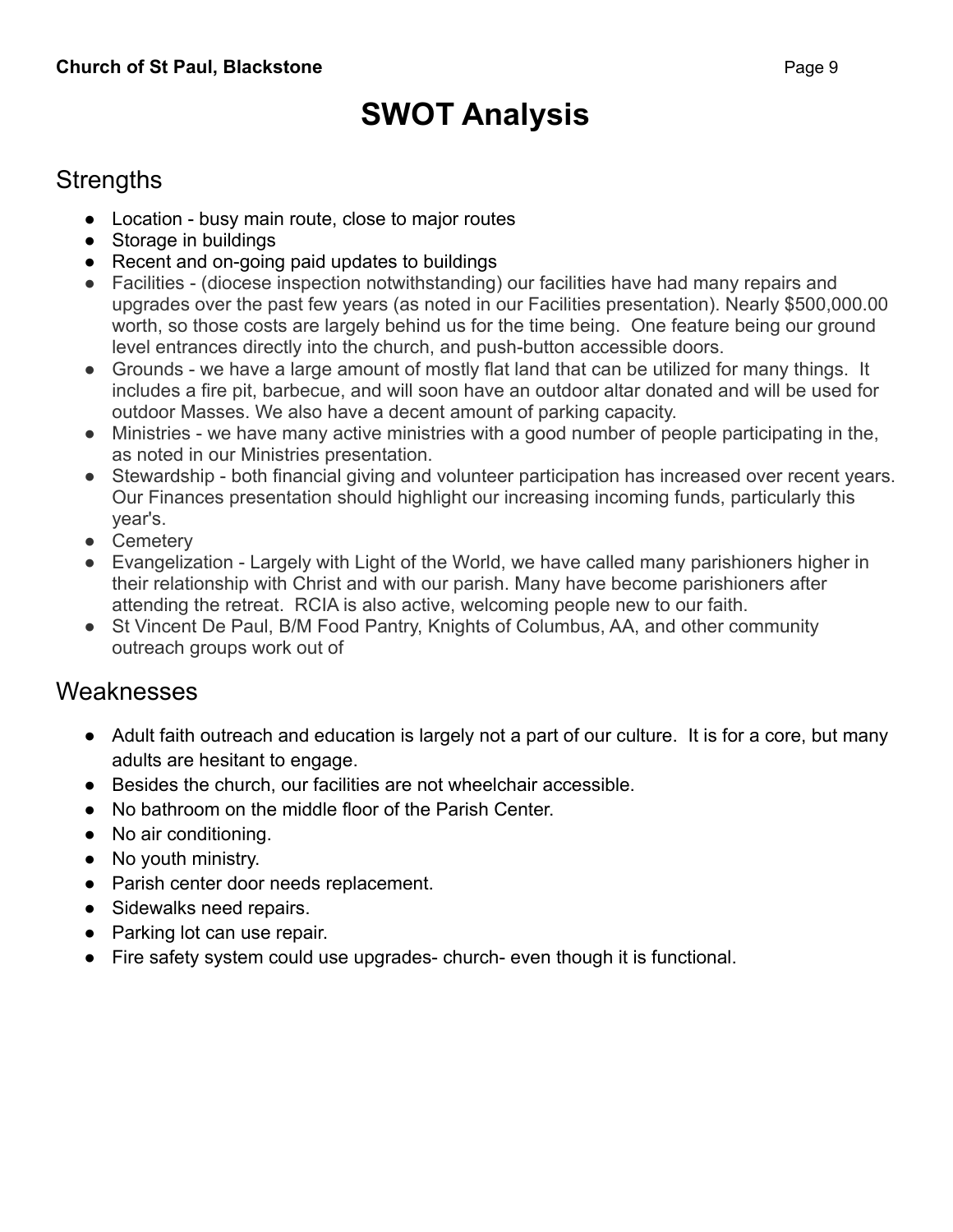# SWOT Analysis

## Strengths

- Location - busy main route, close to major routes
- Storage in buildings
- Recent and on-going paid updates to buildings
- Facilities - (diocese inspection notwithstanding) our facilities have had many repairs and upgrades over the past few years (as noted in our Facilities presentation). Nearly $500,000.00 worth, so those costs are largely behind us for the time being. One feature being our ground level entrances directly into the church, and push-button accessible doors.
- Grounds - we have a large amount of mostly flat land that can be utilized for many things. It includes a fire pit, barbecue, and will soon have an outdoor altar donated and will be used for outdoor Masses. We also have a decent amount of parking capacity.
- Ministries - we have many active ministries with a good number of people participating in the, as noted in our Ministries presentation.
- Stewardship - both financial giving and volunteer participation has increased over recent years. Our Finances presentation should highlight our increasing incoming funds, particularly this year's.
- Cemetery
- Evangelization - Largely with Light of the World, we have called many parishioners higher in their relationship with Christ and with our parish. Many have become parishioners after attending the retreat. RCIA is also active, welcoming people new to our faith.
- St Vincent De Paul, B/M Food Pantry, Knights of Columbus, AA, and other community outreach groups work out of

## Weaknesses

- Adult faith outreach and education is largely not a part of our culture. It is for a core, but many adults are hesitant to engage.
- Besides the church, our facilities are not wheelchair accessible.
- No bathroom on the middle floor of the Parish Center.
- No air conditioning.
- No youth ministry.
- Parish center door needs replacement.
- Sidewalks need repairs.
- Parking lot can use repair.
- Fire safety system could use upgrades- church- even though it is functional.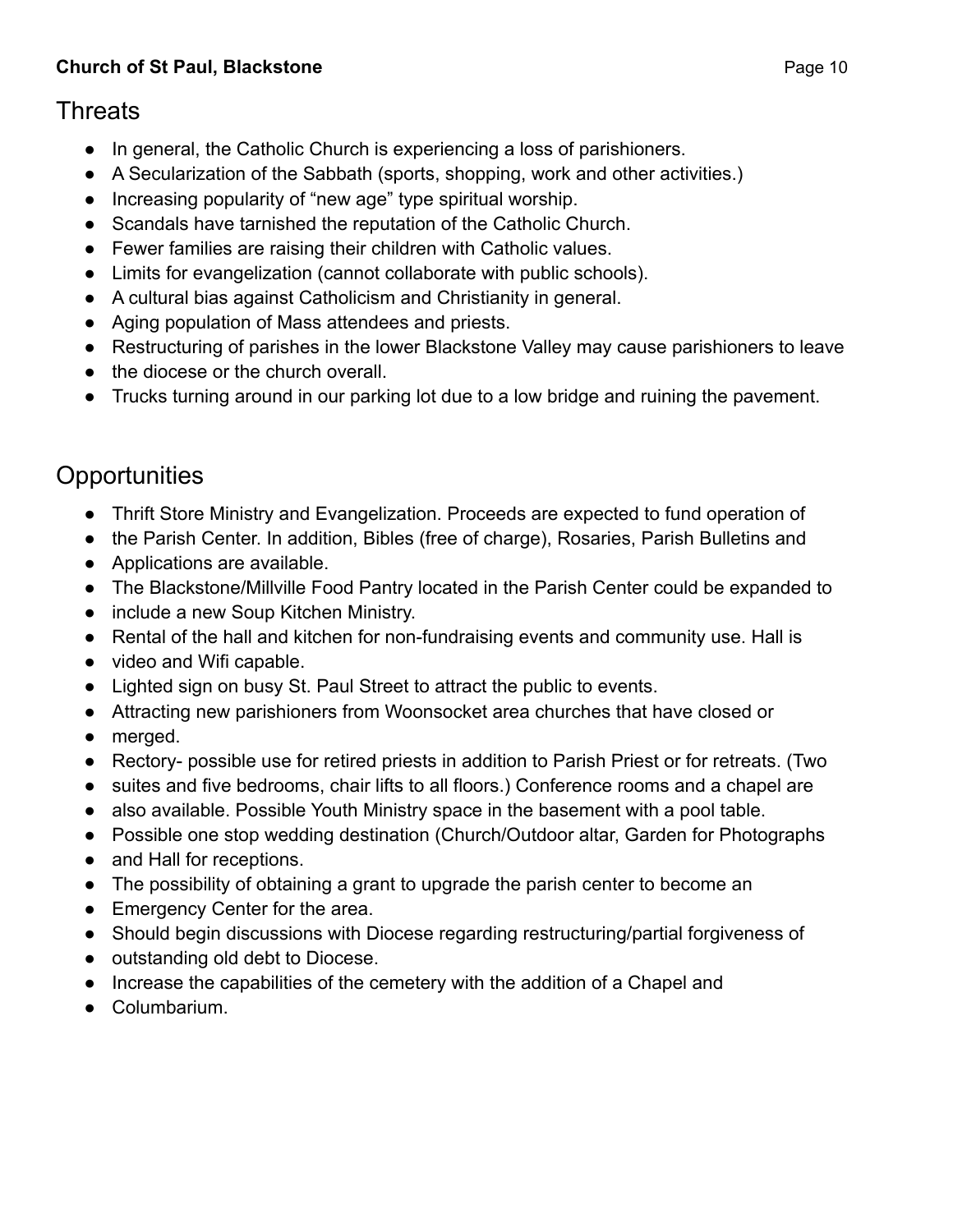## Threats

- In general, the Catholic Church is experiencing a loss of parishioners.
- A Secularization of the Sabbath (sports, shopping, work and other activities.)
- Increasing popularity of "new age" type spiritual worship.
- Scandals have tarnished the reputation of the Catholic Church.
- Fewer families are raising their children with Catholic values.
- Limits for evangelization (cannot collaborate with public schools).
- A cultural bias against Catholicism and Christianity in general.
- Aging population of Mass attendees and priests.
- Restructuring of parishes in the lower Blackstone Valley may cause parishioners to leave
- the diocese or the church overall.
- Trucks turning around in our parking lot due to a low bridge and ruining the pavement.

## Opportunities

- Thrift Store Ministry and Evangelization. Proceeds are expected to fund operation of
- the Parish Center. In addition, Bibles (free of charge), Rosaries, Parish Bulletins and
- Applications are available.
- The Blackstone/Millville Food Pantry located in the Parish Center could be expanded to
- include a new Soup Kitchen Ministry.
- Rental of the hall and kitchen for non-fundraising events and community use. Hall is
- video and Wifi capable.
- Lighted sign on busy St. Paul Street to attract the public to events.
- Attracting new parishioners from Woonsocket area churches that have closed or
- merged.
- Rectory- possible use for retired priests in addition to Parish Priest or for retreats. (Two
- suites and five bedrooms, chair lifts to all floors.) Conference rooms and a chapel are
- also available. Possible Youth Ministry space in the basement with a pool table.
- Possible one stop wedding destination (Church/Outdoor altar, Garden for Photographs
- and Hall for receptions.
- The possibility of obtaining a grant to upgrade the parish center to become an
- Emergency Center for the area.
- Should begin discussions with Diocese regarding restructuring/partial forgiveness of
- outstanding old debt to Diocese.
- Increase the capabilities of the cemetery with the addition of a Chapel and
- Columbarium.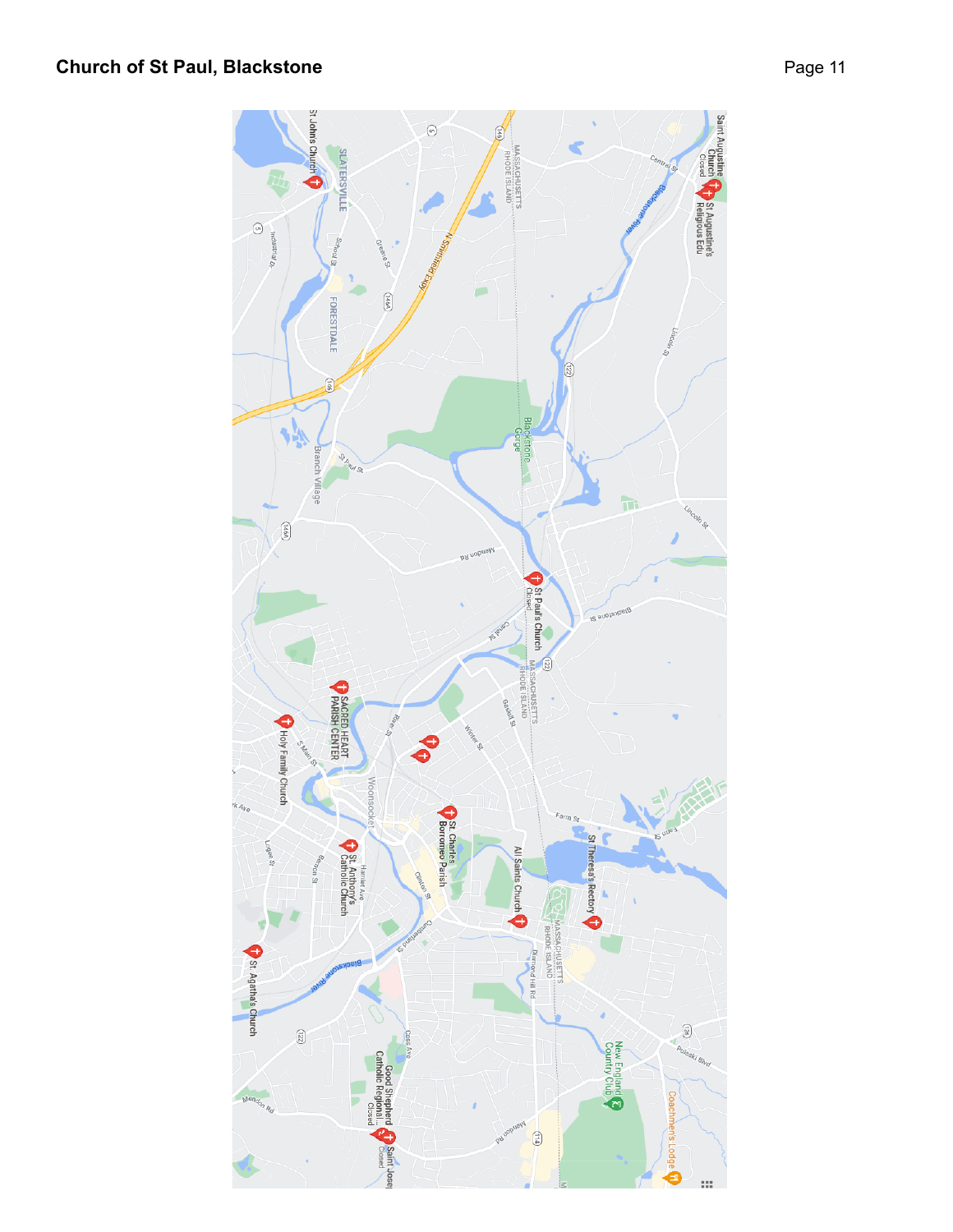Saint Augustine Church
Closed

St Augustine's Religious Edu

Central St

Blackstone River

St Johns Church

SLATERSVILLE

MASSACHUSETTS
RHODE ISLAND

N Smithfield Expy

Industrial Dr

School St

Greene St

FORESTDALE

Lincoln St

Blackstone Gorge

Branch Village

St Paul St

Mendon Rd

St Paul's Church
Closed

Blackstone St

Canal St

SACRED HEART PARISH CENTER

Holy Family Church

River St

Winter St

Gaskill St

S Main St

Woonsocket

St. Charles Borromeo Parish

Farm St

St Theresa's Rectory

All Saints Church

St. Anthony's Catholic Church

Hamlet Ave

Clinton St

Cumberland St

Logee St

Bernon St

St. Agatha's Church

Diamond Hill Rd

New England Country Club

Pulaski Blvd

Coachmens Lodge

Cass Ave

Good Shepherd Catholic Regional...
Closed

Saint Josep...
Closed

Mendon Rd

5

146

146A

122

114

126